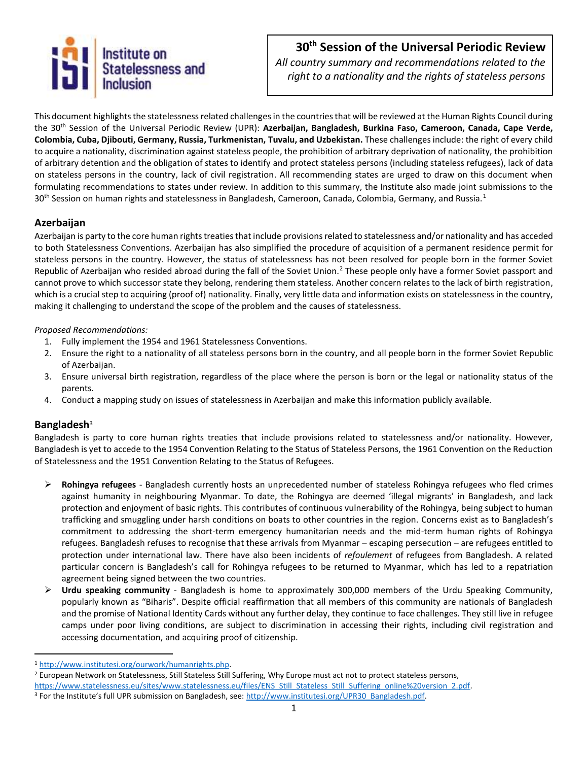Institute on Statelessness and Inclusion

# 30th Session of the Universal Periodic Review

*All country summary and recommendations related to the right to a nationality and the rights of stateless persons*

This document highlights the statelessness related challenges in the countries that will be reviewed at the Human Rights Council during the 30th Session of the Universal Periodic Review (UPR): **Azerbaijan, Bangladesh, Burkina Faso, Cameroon, Canada, Cape Verde, Colombia, Cuba, Djibouti, Germany, Russia, Turkmenistan, Tuvalu, and Uzbekistan.** These challenges include: the right of every child to acquire a nationality, discrimination against stateless people, the prohibition of arbitrary deprivation of nationality, the prohibition of arbitrary detention and the obligation of states to identify and protect stateless persons (including stateless refugees), lack of data on stateless persons in the country, lack of civil registration. All recommending states are urged to draw on this document when formulating recommendations to states under review. In addition to this summary, the Institute also made joint submissions to the 30th Session on human rights and statelessness in Bangladesh, Cameroon, Canada, Colombia, Germany, and Russia.[1]

## Azerbaijan

Azerbaijan is party to the core human rights treaties that include provisions related to statelessness and/or nationality and has acceded to both Statelessness Conventions. Azerbaijan has also simplified the procedure of acquisition of a permanent residence permit for stateless persons in the country. However, the status of statelessness has not been resolved for people born in the former Soviet Republic of Azerbaijan who resided abroad during the fall of the Soviet Union.[2] These people only have a former Soviet passport and cannot prove to which successor state they belong, rendering them stateless. Another concern relates to the lack of birth registration, which is a crucial step to acquiring (proof of) nationality. Finally, very little data and information exists on statelessness in the country, making it challenging to understand the scope of the problem and the causes of statelessness.

*Proposed Recommendations:*

1. Fully implement the 1954 and 1961 Statelessness Conventions.
2. Ensure the right to a nationality of all stateless persons born in the country, and all people born in the former Soviet Republic of Azerbaijan.
3. Ensure universal birth registration, regardless of the place where the person is born or the legal or nationality status of the parents.
4. Conduct a mapping study on issues of statelessness in Azerbaijan and make this information publicly available.

## Bangladesh[3]

Bangladesh is party to core human rights treaties that include provisions related to statelessness and/or nationality. However, Bangladesh is yet to accede to the 1954 Convention Relating to the Status of Stateless Persons, the 1961 Convention on the Reduction of Statelessness and the 1951 Convention Relating to the Status of Refugees.

- **Rohingya refugees** - Bangladesh currently hosts an unprecedented number of stateless Rohingya refugees who fled crimes against humanity in neighbouring Myanmar. To date, the Rohingya are deemed 'illegal migrants' in Bangladesh, and lack protection and enjoyment of basic rights. This contributes of continuous vulnerability of the Rohingya, being subject to human trafficking and smuggling under harsh conditions on boats to other countries in the region. Concerns exist as to Bangladesh's commitment to addressing the short-term emergency humanitarian needs and the mid-term human rights of Rohingya refugees. Bangladesh refuses to recognise that these arrivals from Myanmar – escaping persecution – are refugees entitled to protection under international law. There have also been incidents of *refoulement* of refugees from Bangladesh. A related particular concern is Bangladesh's call for Rohingya refugees to be returned to Myanmar, which has led to a repatriation agreement being signed between the two countries.
- **Urdu speaking community** - Bangladesh is home to approximately 300,000 members of the Urdu Speaking Community, popularly known as "Biharis". Despite official reaffirmation that all members of this community are nationals of Bangladesh and the promise of National Identity Cards without any further delay, they continue to face challenges. They still live in refugee camps under poor living conditions, are subject to discrimination in accessing their rights, including civil registration and accessing documentation, and acquiring proof of citizenship.

---

[1] http://www.institutesi.org/ourwork/humanrights.php.

[2] European Network on Statelessness, Still Stateless Still Suffering, Why Europe must act not to protect stateless persons, https://www.statelessness.eu/sites/www.statelessness.eu/files/ENS_Still_Stateless_Still_Suffering_online%20version_2.pdf.

[3] For the Institute's full UPR submission on Bangladesh, see: http://www.institutesi.org/UPR30_Bangladesh.pdf.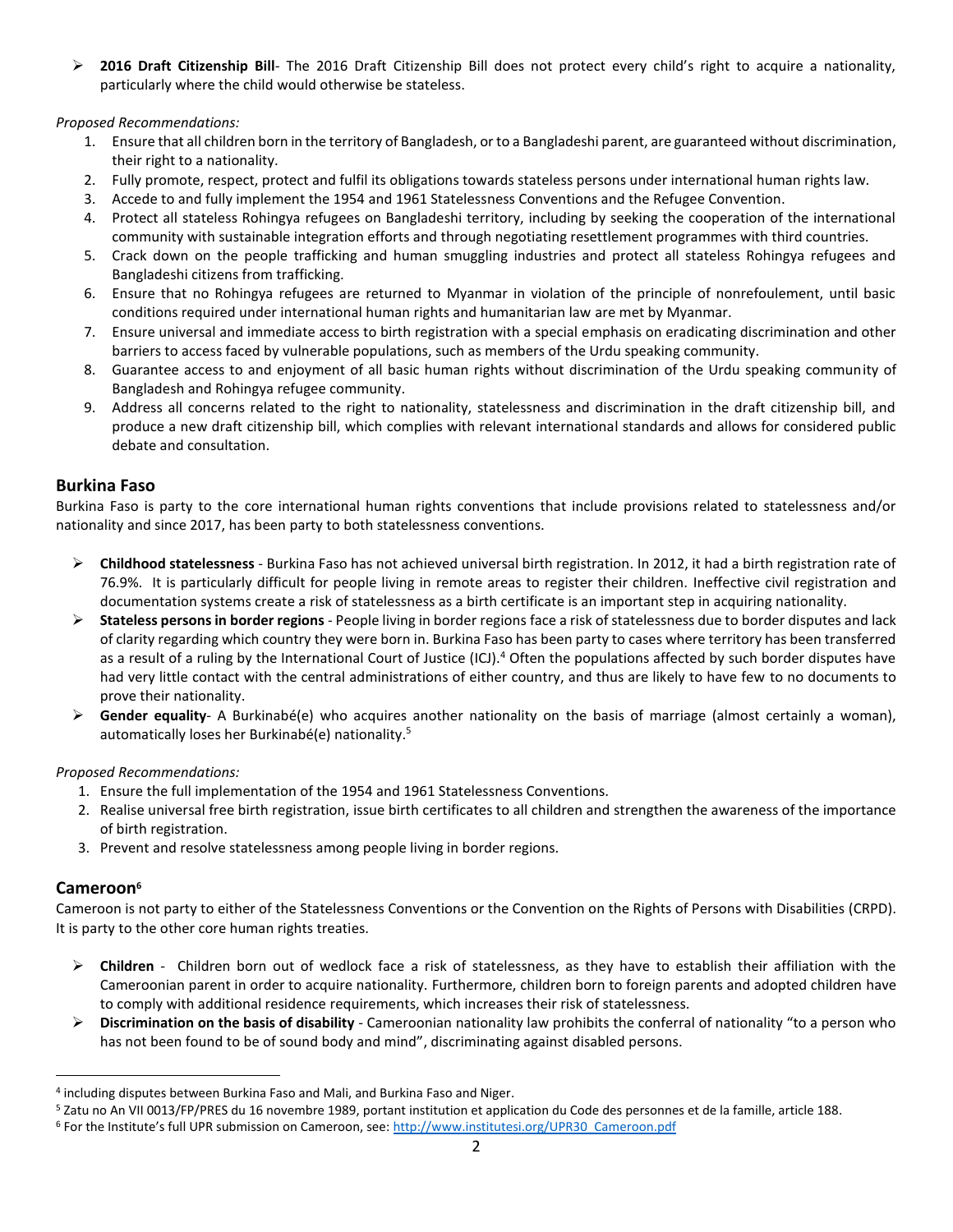- **2016 Draft Citizenship Bill**- The 2016 Draft Citizenship Bill does not protect every child's right to acquire a nationality, particularly where the child would otherwise be stateless.

*Proposed Recommendations:*

1. Ensure that all children born in the territory of Bangladesh, or to a Bangladeshi parent, are guaranteed without discrimination, their right to a nationality.
2. Fully promote, respect, protect and fulfil its obligations towards stateless persons under international human rights law.
3. Accede to and fully implement the 1954 and 1961 Statelessness Conventions and the Refugee Convention.
4. Protect all stateless Rohingya refugees on Bangladeshi territory, including by seeking the cooperation of the international community with sustainable integration efforts and through negotiating resettlement programmes with third countries.
5. Crack down on the people trafficking and human smuggling industries and protect all stateless Rohingya refugees and Bangladeshi citizens from trafficking.
6. Ensure that no Rohingya refugees are returned to Myanmar in violation of the principle of nonrefoulement, until basic conditions required under international human rights and humanitarian law are met by Myanmar.
7. Ensure universal and immediate access to birth registration with a special emphasis on eradicating discrimination and other barriers to access faced by vulnerable populations, such as members of the Urdu speaking community.
8. Guarantee access to and enjoyment of all basic human rights without discrimination of the Urdu speaking community of Bangladesh and Rohingya refugee community.
9. Address all concerns related to the right to nationality, statelessness and discrimination in the draft citizenship bill, and produce a new draft citizenship bill, which complies with relevant international standards and allows for considered public debate and consultation.

## Burkina Faso

Burkina Faso is party to the core international human rights conventions that include provisions related to statelessness and/or nationality and since 2017, has been party to both statelessness conventions.

- **Childhood statelessness** - Burkina Faso has not achieved universal birth registration. In 2012, it had a birth registration rate of 76.9%. It is particularly difficult for people living in remote areas to register their children. Ineffective civil registration and documentation systems create a risk of statelessness as a birth certificate is an important step in acquiring nationality.
- **Stateless persons in border regions** - People living in border regions face a risk of statelessness due to border disputes and lack of clarity regarding which country they were born in. Burkina Faso has been party to cases where territory has been transferred as a result of a ruling by the International Court of Justice (ICJ).[4] Often the populations affected by such border disputes have had very little contact with the central administrations of either country, and thus are likely to have few to no documents to prove their nationality.
- **Gender equality**- A Burkinabé(e) who acquires another nationality on the basis of marriage (almost certainly a woman), automatically loses her Burkinabé(e) nationality.[5]

*Proposed Recommendations:*

1. Ensure the full implementation of the 1954 and 1961 Statelessness Conventions.
2. Realise universal free birth registration, issue birth certificates to all children and strengthen the awareness of the importance of birth registration.
3. Prevent and resolve statelessness among people living in border regions.

## Cameroon[6]

Cameroon is not party to either of the Statelessness Conventions or the Convention on the Rights of Persons with Disabilities (CRPD). It is party to the other core human rights treaties.

- **Children** - Children born out of wedlock face a risk of statelessness, as they have to establish their affiliation with the Cameroonian parent in order to acquire nationality. Furthermore, children born to foreign parents and adopted children have to comply with additional residence requirements, which increases their risk of statelessness.
- **Discrimination on the basis of disability** - Cameroonian nationality law prohibits the conferral of nationality "to a person who has not been found to be of sound body and mind", discriminating against disabled persons.

---

[4] including disputes between Burkina Faso and Mali, and Burkina Faso and Niger.

[5] Zatu no An VII 0013/FP/PRES du 16 novembre 1989, portant institution et application du Code des personnes et de la famille, article 188.

[6] For the Institute's full UPR submission on Cameroon, see: http://www.institutesi.org/UPR30_Cameroon.pdf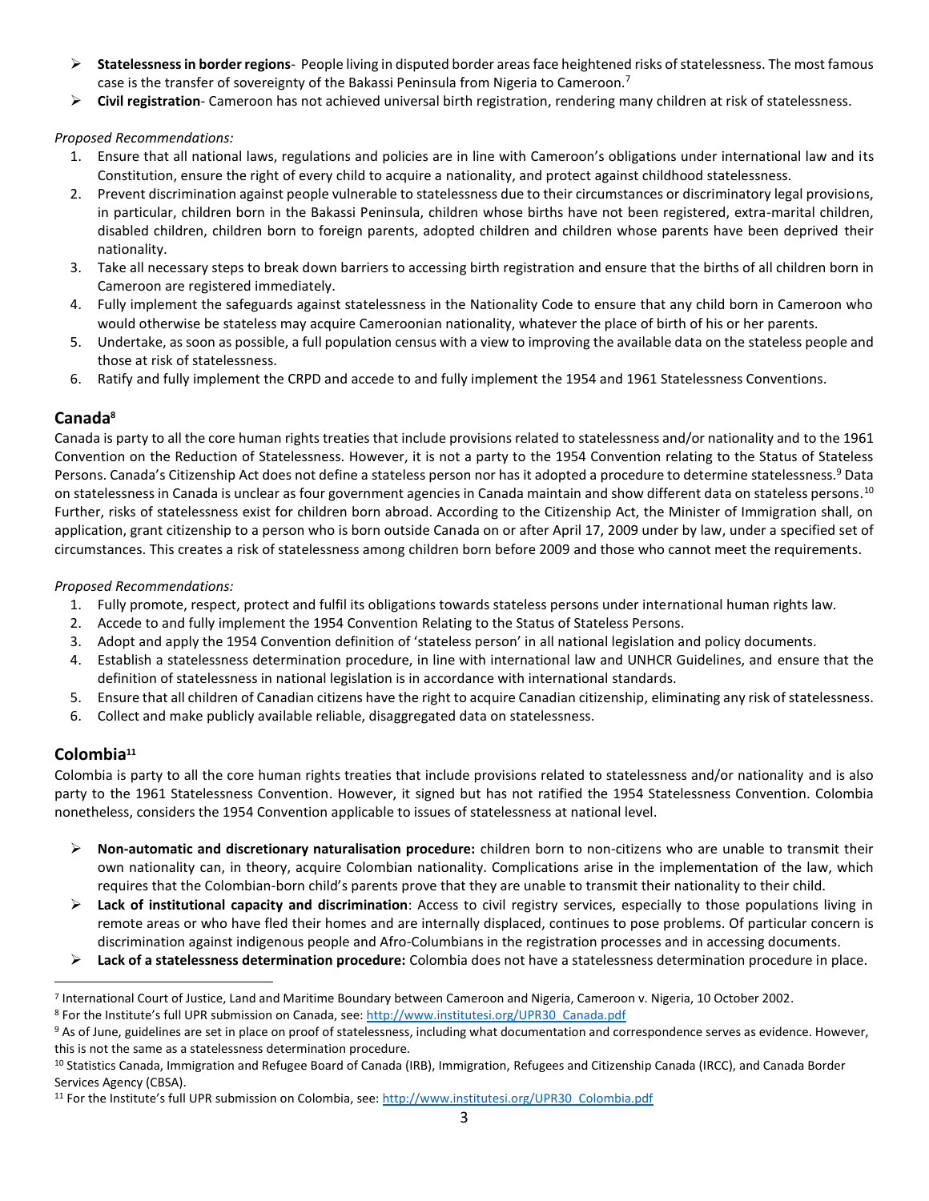- **Statelessness in border regions**- People living in disputed border areas face heightened risks of statelessness. The most famous case is the transfer of sovereignty of the Bakassi Peninsula from Nigeria to Cameroon.[7]
- **Civil registration**- Cameroon has not achieved universal birth registration, rendering many children at risk of statelessness.

*Proposed Recommendations:*

1. Ensure that all national laws, regulations and policies are in line with Cameroon's obligations under international law and its Constitution, ensure the right of every child to acquire a nationality, and protect against childhood statelessness.
2. Prevent discrimination against people vulnerable to statelessness due to their circumstances or discriminatory legal provisions, in particular, children born in the Bakassi Peninsula, children whose births have not been registered, extra-marital children, disabled children, children born to foreign parents, adopted children and children whose parents have been deprived their nationality.
3. Take all necessary steps to break down barriers to accessing birth registration and ensure that the births of all children born in Cameroon are registered immediately.
4. Fully implement the safeguards against statelessness in the Nationality Code to ensure that any child born in Cameroon who would otherwise be stateless may acquire Cameroonian nationality, whatever the place of birth of his or her parents.
5. Undertake, as soon as possible, a full population census with a view to improving the available data on the stateless people and those at risk of statelessness.
6. Ratify and fully implement the CRPD and accede to and fully implement the 1954 and 1961 Statelessness Conventions.

## Canada[8]

Canada is party to all the core human rights treaties that include provisions related to statelessness and/or nationality and to the 1961 Convention on the Reduction of Statelessness. However, it is not a party to the 1954 Convention relating to the Status of Stateless Persons. Canada's Citizenship Act does not define a stateless person nor has it adopted a procedure to determine statelessness.[9] Data on statelessness in Canada is unclear as four government agencies in Canada maintain and show different data on stateless persons.[10] Further, risks of statelessness exist for children born abroad. According to the Citizenship Act, the Minister of Immigration shall, on application, grant citizenship to a person who is born outside Canada on or after April 17, 2009 under by law, under a specified set of circumstances. This creates a risk of statelessness among children born before 2009 and those who cannot meet the requirements.

*Proposed Recommendations:*

1. Fully promote, respect, protect and fulfil its obligations towards stateless persons under international human rights law.
2. Accede to and fully implement the 1954 Convention Relating to the Status of Stateless Persons.
3. Adopt and apply the 1954 Convention definition of 'stateless person' in all national legislation and policy documents.
4. Establish a statelessness determination procedure, in line with international law and UNHCR Guidelines, and ensure that the definition of statelessness in national legislation is in accordance with international standards.
5. Ensure that all children of Canadian citizens have the right to acquire Canadian citizenship, eliminating any risk of statelessness.
6. Collect and make publicly available reliable, disaggregated data on statelessness.

## Colombia[11]

Colombia is party to all the core human rights treaties that include provisions related to statelessness and/or nationality and is also party to the 1961 Statelessness Convention. However, it signed but has not ratified the 1954 Statelessness Convention. Colombia nonetheless, considers the 1954 Convention applicable to issues of statelessness at national level.

- **Non-automatic and discretionary naturalisation procedure:** children born to non-citizens who are unable to transmit their own nationality can, in theory, acquire Colombian nationality. Complications arise in the implementation of the law, which requires that the Colombian-born child's parents prove that they are unable to transmit their nationality to their child.
- **Lack of institutional capacity and discrimination**: Access to civil registry services, especially to those populations living in remote areas or who have fled their homes and are internally displaced, continues to pose problems. Of particular concern is discrimination against indigenous people and Afro-Columbians in the registration processes and in accessing documents.
- **Lack of a statelessness determination procedure:** Colombia does not have a statelessness determination procedure in place.

---

[7] International Court of Justice, Land and Maritime Boundary between Cameroon and Nigeria, Cameroon v. Nigeria, 10 October 2002.

[8] For the Institute's full UPR submission on Canada, see: http://www.institutesi.org/UPR30_Canada.pdf

[9] As of June, guidelines are set in place on proof of statelessness, including what documentation and correspondence serves as evidence. However, this is not the same as a statelessness determination procedure.

[10] Statistics Canada, Immigration and Refugee Board of Canada (IRB), Immigration, Refugees and Citizenship Canada (IRCC), and Canada Border Services Agency (CBSA).

[11] For the Institute's full UPR submission on Colombia, see: http://www.institutesi.org/UPR30_Colombia.pdf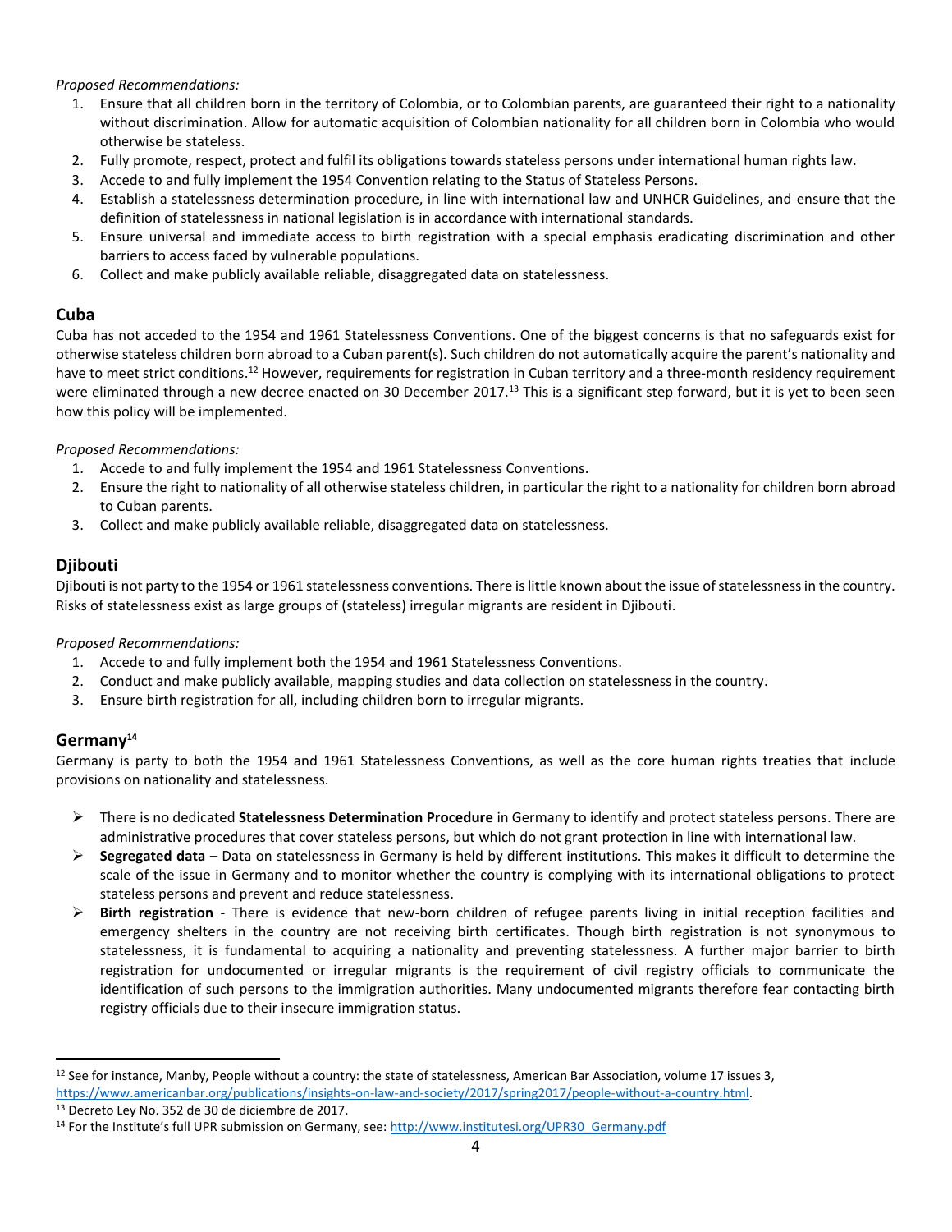*Proposed Recommendations:*

1. Ensure that all children born in the territory of Colombia, or to Colombian parents, are guaranteed their right to a nationality without discrimination. Allow for automatic acquisition of Colombian nationality for all children born in Colombia who would otherwise be stateless.
2. Fully promote, respect, protect and fulfil its obligations towards stateless persons under international human rights law.
3. Accede to and fully implement the 1954 Convention relating to the Status of Stateless Persons.
4. Establish a statelessness determination procedure, in line with international law and UNHCR Guidelines, and ensure that the definition of statelessness in national legislation is in accordance with international standards.
5. Ensure universal and immediate access to birth registration with a special emphasis eradicating discrimination and other barriers to access faced by vulnerable populations.
6. Collect and make publicly available reliable, disaggregated data on statelessness.

## Cuba

Cuba has not acceded to the 1954 and 1961 Statelessness Conventions. One of the biggest concerns is that no safeguards exist for otherwise stateless children born abroad to a Cuban parent(s). Such children do not automatically acquire the parent's nationality and have to meet strict conditions.[12] However, requirements for registration in Cuban territory and a three-month residency requirement were eliminated through a new decree enacted on 30 December 2017.[13] This is a significant step forward, but it is yet to been seen how this policy will be implemented.

*Proposed Recommendations:*

1. Accede to and fully implement the 1954 and 1961 Statelessness Conventions.
2. Ensure the right to nationality of all otherwise stateless children, in particular the right to a nationality for children born abroad to Cuban parents.
3. Collect and make publicly available reliable, disaggregated data on statelessness.

## Djibouti

Djibouti is not party to the 1954 or 1961 statelessness conventions. There is little known about the issue of statelessness in the country. Risks of statelessness exist as large groups of (stateless) irregular migrants are resident in Djibouti.

*Proposed Recommendations:*

1. Accede to and fully implement both the 1954 and 1961 Statelessness Conventions.
2. Conduct and make publicly available, mapping studies and data collection on statelessness in the country.
3. Ensure birth registration for all, including children born to irregular migrants.

## Germany[14]

Germany is party to both the 1954 and 1961 Statelessness Conventions, as well as the core human rights treaties that include provisions on nationality and statelessness.

- There is no dedicated **Statelessness Determination Procedure** in Germany to identify and protect stateless persons. There are administrative procedures that cover stateless persons, but which do not grant protection in line with international law.
- **Segregated data** – Data on statelessness in Germany is held by different institutions. This makes it difficult to determine the scale of the issue in Germany and to monitor whether the country is complying with its international obligations to protect stateless persons and prevent and reduce statelessness.
- **Birth registration** - There is evidence that new-born children of refugee parents living in initial reception facilities and emergency shelters in the country are not receiving birth certificates. Though birth registration is not synonymous to statelessness, it is fundamental to acquiring a nationality and preventing statelessness. A further major barrier to birth registration for undocumented or irregular migrants is the requirement of civil registry officials to communicate the identification of such persons to the immigration authorities. Many undocumented migrants therefore fear contacting birth registry officials due to their insecure immigration status.

---

[12] See for instance, Manby, People without a country: the state of statelessness, American Bar Association, volume 17 issues 3, https://www.americanbar.org/publications/insights-on-law-and-society/2017/spring2017/people-without-a-country.html.

[13] Decreto Ley No. 352 de 30 de diciembre de 2017.

[14] For the Institute's full UPR submission on Germany, see: http://www.institutesi.org/UPR30_Germany.pdf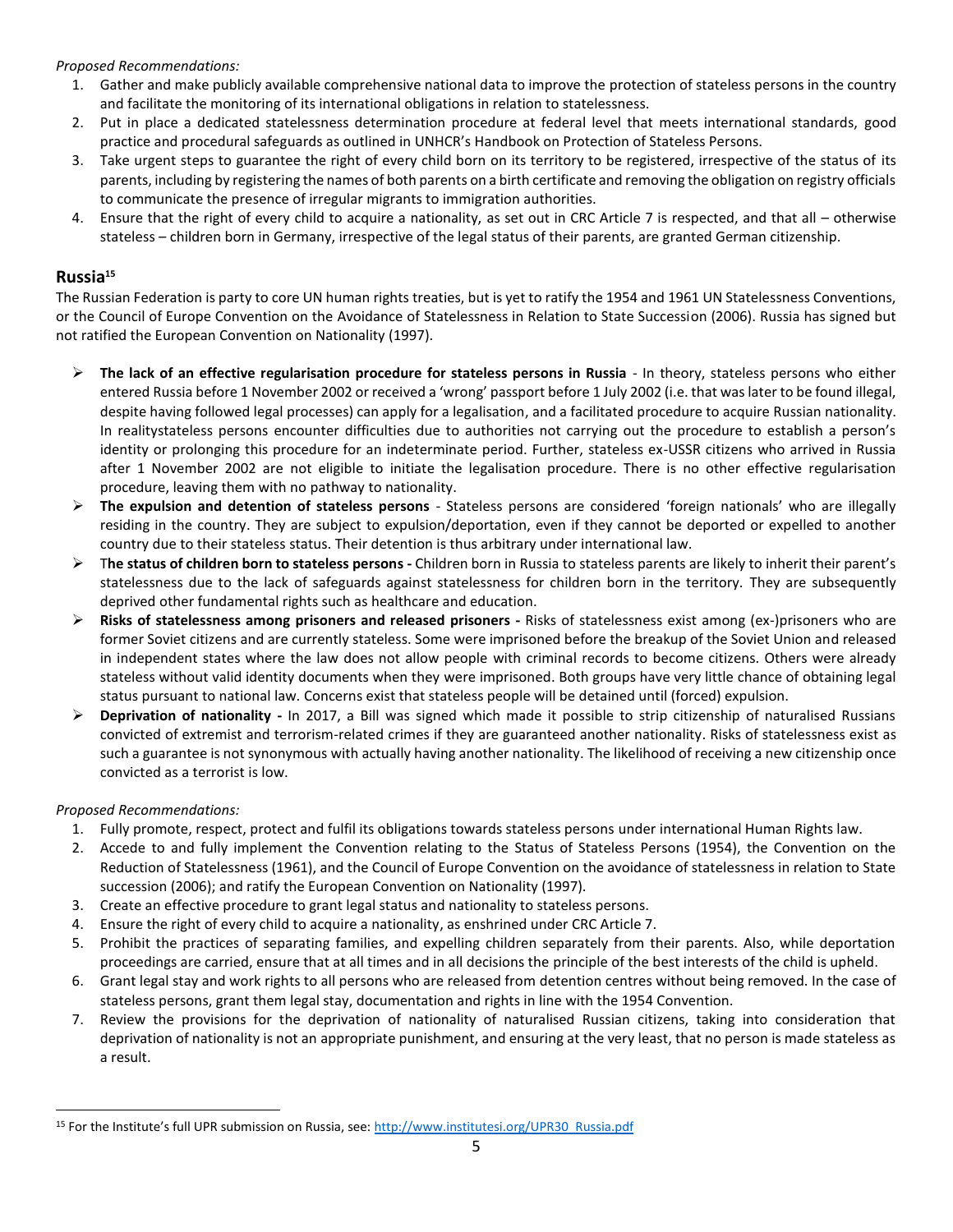*Proposed Recommendations:*

1. Gather and make publicly available comprehensive national data to improve the protection of stateless persons in the country and facilitate the monitoring of its international obligations in relation to statelessness.
2. Put in place a dedicated statelessness determination procedure at federal level that meets international standards, good practice and procedural safeguards as outlined in UNHCR's Handbook on Protection of Stateless Persons.
3. Take urgent steps to guarantee the right of every child born on its territory to be registered, irrespective of the status of its parents, including by registering the names of both parents on a birth certificate and removing the obligation on registry officials to communicate the presence of irregular migrants to immigration authorities.
4. Ensure that the right of every child to acquire a nationality, as set out in CRC Article 7 is respected, and that all – otherwise stateless – children born in Germany, irrespective of the legal status of their parents, are granted German citizenship.

## Russia[15]

The Russian Federation is party to core UN human rights treaties, but is yet to ratify the 1954 and 1961 UN Statelessness Conventions, or the Council of Europe Convention on the Avoidance of Statelessness in Relation to State Succession (2006). Russia has signed but not ratified the European Convention on Nationality (1997).

- **The lack of an effective regularisation procedure for stateless persons in Russia** - In theory, stateless persons who either entered Russia before 1 November 2002 or received a 'wrong' passport before 1 July 2002 (i.e. that was later to be found illegal, despite having followed legal processes) can apply for a legalisation, and a facilitated procedure to acquire Russian nationality. In realitystateless persons encounter difficulties due to authorities not carrying out the procedure to establish a person's identity or prolonging this procedure for an indeterminate period. Further, stateless ex-USSR citizens who arrived in Russia after 1 November 2002 are not eligible to initiate the legalisation procedure. There is no other effective regularisation procedure, leaving them with no pathway to nationality.
- **The expulsion and detention of stateless persons** - Stateless persons are considered 'foreign nationals' who are illegally residing in the country. They are subject to expulsion/deportation, even if they cannot be deported or expelled to another country due to their stateless status. Their detention is thus arbitrary under international law.
- T**he status of children born to stateless persons -** Children born in Russia to stateless parents are likely to inherit their parent's statelessness due to the lack of safeguards against statelessness for children born in the territory. They are subsequently deprived other fundamental rights such as healthcare and education.
- **Risks of statelessness among prisoners and released prisoners -** Risks of statelessness exist among (ex-)prisoners who are former Soviet citizens and are currently stateless. Some were imprisoned before the breakup of the Soviet Union and released in independent states where the law does not allow people with criminal records to become citizens. Others were already stateless without valid identity documents when they were imprisoned. Both groups have very little chance of obtaining legal status pursuant to national law. Concerns exist that stateless people will be detained until (forced) expulsion.
- **Deprivation of nationality -** In 2017, a Bill was signed which made it possible to strip citizenship of naturalised Russians convicted of extremist and terrorism-related crimes if they are guaranteed another nationality. Risks of statelessness exist as such a guarantee is not synonymous with actually having another nationality. The likelihood of receiving a new citizenship once convicted as a terrorist is low.

*Proposed Recommendations:*

1. Fully promote, respect, protect and fulfil its obligations towards stateless persons under international Human Rights law.
2. Accede to and fully implement the Convention relating to the Status of Stateless Persons (1954), the Convention on the Reduction of Statelessness (1961), and the Council of Europe Convention on the avoidance of statelessness in relation to State succession (2006); and ratify the European Convention on Nationality (1997).
3. Create an effective procedure to grant legal status and nationality to stateless persons.
4. Ensure the right of every child to acquire a nationality, as enshrined under CRC Article 7.
5. Prohibit the practices of separating families, and expelling children separately from their parents. Also, while deportation proceedings are carried, ensure that at all times and in all decisions the principle of the best interests of the child is upheld.
6. Grant legal stay and work rights to all persons who are released from detention centres without being removed. In the case of stateless persons, grant them legal stay, documentation and rights in line with the 1954 Convention.
7. Review the provisions for the deprivation of nationality of naturalised Russian citizens, taking into consideration that deprivation of nationality is not an appropriate punishment, and ensuring at the very least, that no person is made stateless as a result.

---

[15] For the Institute's full UPR submission on Russia, see: http://www.institutesi.org/UPR30_Russia.pdf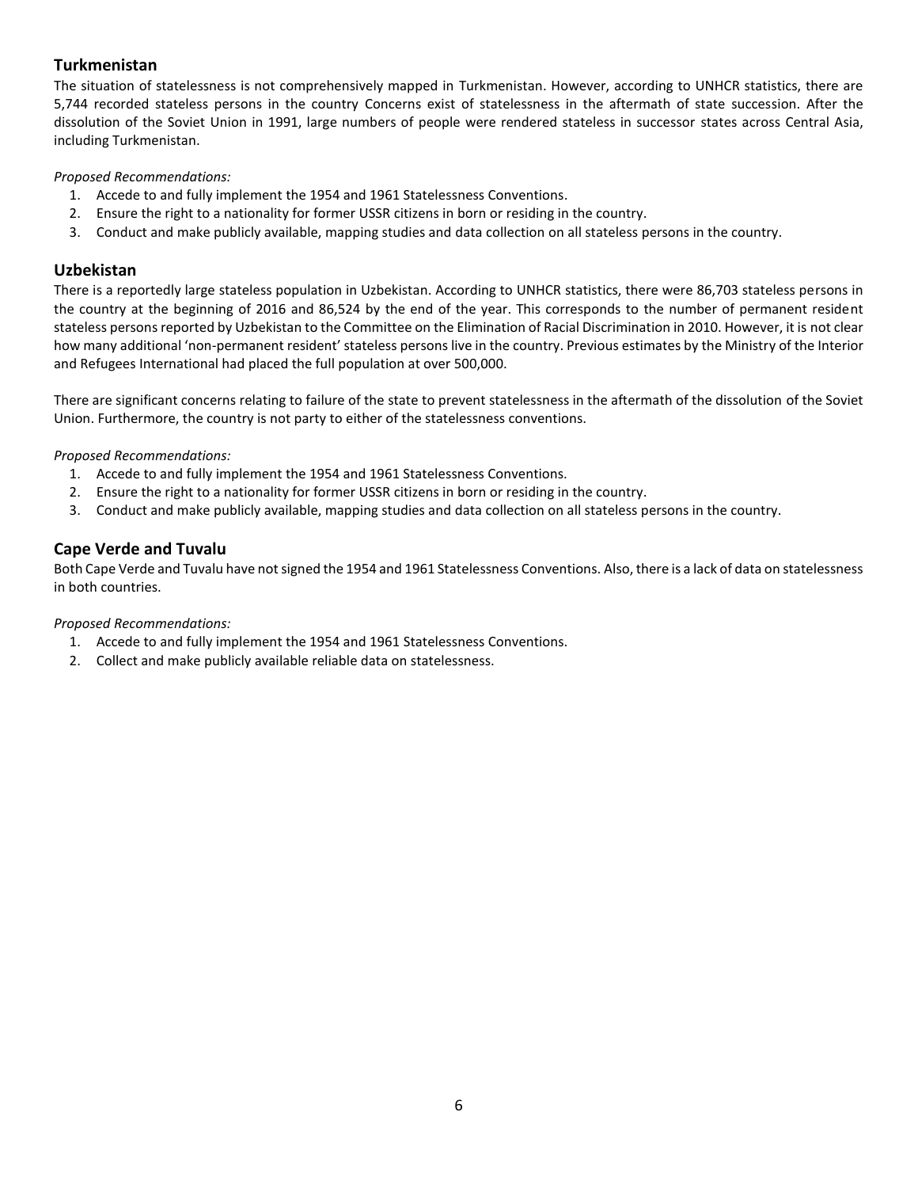## Turkmenistan

The situation of statelessness is not comprehensively mapped in Turkmenistan. However, according to UNHCR statistics, there are 5,744 recorded stateless persons in the country Concerns exist of statelessness in the aftermath of state succession. After the dissolution of the Soviet Union in 1991, large numbers of people were rendered stateless in successor states across Central Asia, including Turkmenistan.

*Proposed Recommendations:*

1. Accede to and fully implement the 1954 and 1961 Statelessness Conventions.
2. Ensure the right to a nationality for former USSR citizens in born or residing in the country.
3. Conduct and make publicly available, mapping studies and data collection on all stateless persons in the country.

## Uzbekistan

There is a reportedly large stateless population in Uzbekistan. According to UNHCR statistics, there were 86,703 stateless persons in the country at the beginning of 2016 and 86,524 by the end of the year. This corresponds to the number of permanent resident stateless persons reported by Uzbekistan to the Committee on the Elimination of Racial Discrimination in 2010. However, it is not clear how many additional 'non-permanent resident' stateless persons live in the country. Previous estimates by the Ministry of the Interior and Refugees International had placed the full population at over 500,000.

There are significant concerns relating to failure of the state to prevent statelessness in the aftermath of the dissolution of the Soviet Union. Furthermore, the country is not party to either of the statelessness conventions.

*Proposed Recommendations:*

1. Accede to and fully implement the 1954 and 1961 Statelessness Conventions.
2. Ensure the right to a nationality for former USSR citizens in born or residing in the country.
3. Conduct and make publicly available, mapping studies and data collection on all stateless persons in the country.

## Cape Verde and Tuvalu

Both Cape Verde and Tuvalu have not signed the 1954 and 1961 Statelessness Conventions. Also, there is a lack of data on statelessness in both countries.

*Proposed Recommendations:*

1. Accede to and fully implement the 1954 and 1961 Statelessness Conventions.
2. Collect and make publicly available reliable data on statelessness.